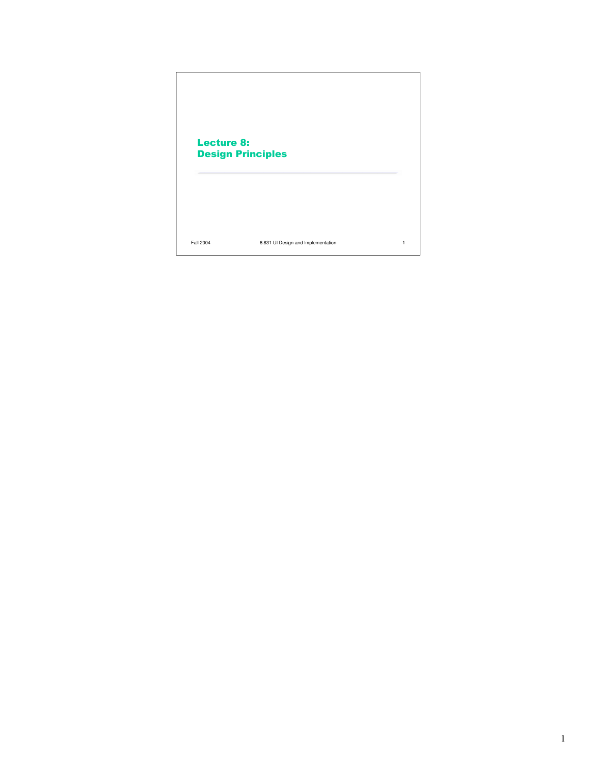# Lecture 8: Design Principles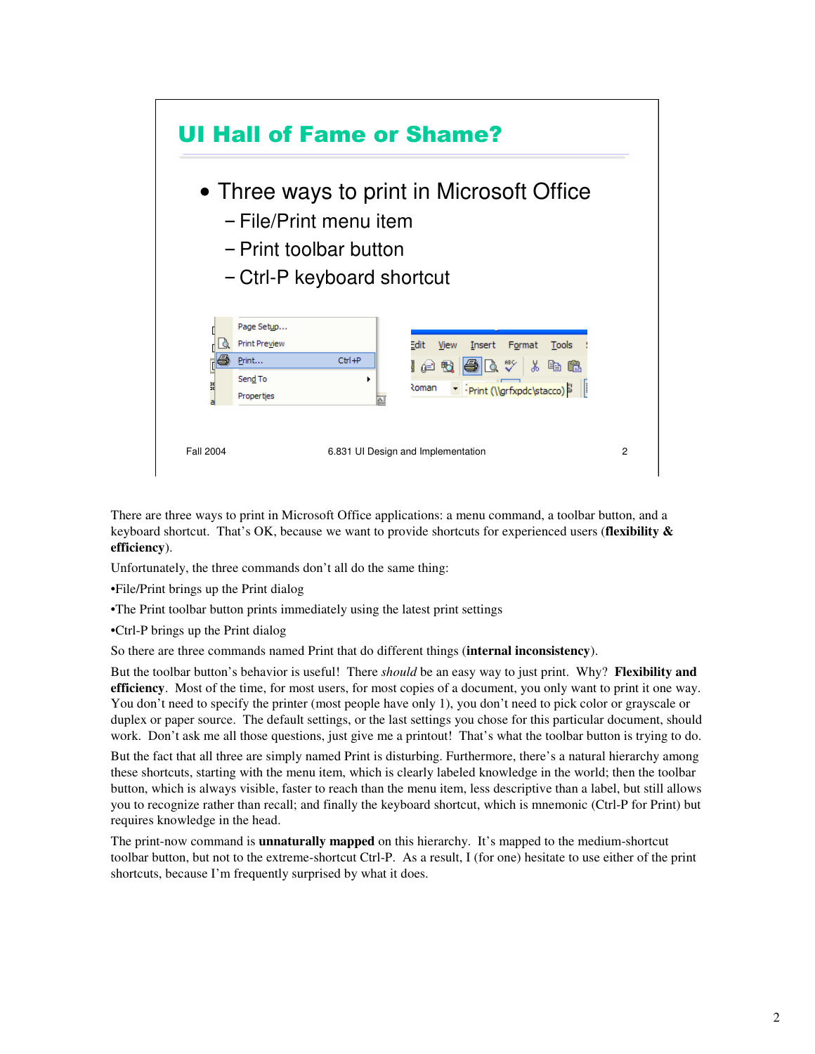## UI Hall of Fame or Shame?

- Three ways to print in Microsoft Office
  - File/Print menu item
  - Print toolbar button
  - Ctrl-P keyboard shortcut

There are three ways to print in Microsoft Office applications: a menu command, a toolbar button, and a keyboard shortcut. That's OK, because we want to provide shortcuts for experienced users (**flexibility & efficiency**).

Unfortunately, the three commands don't all do the same thing:

•File/Print brings up the Print dialog

•The Print toolbar button prints immediately using the latest print settings

•Ctrl-P brings up the Print dialog

So there are three commands named Print that do different things (**internal inconsistency**).

But the toolbar button's behavior is useful! There *should* be an easy way to just print. Why? **Flexibility and efficiency**. Most of the time, for most users, for most copies of a document, you only want to print it one way. You don't need to specify the printer (most people have only 1), you don't need to pick color or grayscale or duplex or paper source. The default settings, or the last settings you chose for this particular document, should work. Don't ask me all those questions, just give me a printout! That's what the toolbar button is trying to do.

But the fact that all three are simply named Print is disturbing. Furthermore, there's a natural hierarchy among these shortcuts, starting with the menu item, which is clearly labeled knowledge in the world; then the toolbar button, which is always visible, faster to reach than the menu item, less descriptive than a label, but still allows you to recognize rather than recall; and finally the keyboard shortcut, which is mnemonic (Ctrl-P for Print) but requires knowledge in the head.

The print-now command is **unnaturally mapped** on this hierarchy. It's mapped to the medium-shortcut toolbar button, but not to the extreme-shortcut Ctrl-P. As a result, I (for one) hesitate to use either of the print shortcuts, because I'm frequently surprised by what it does.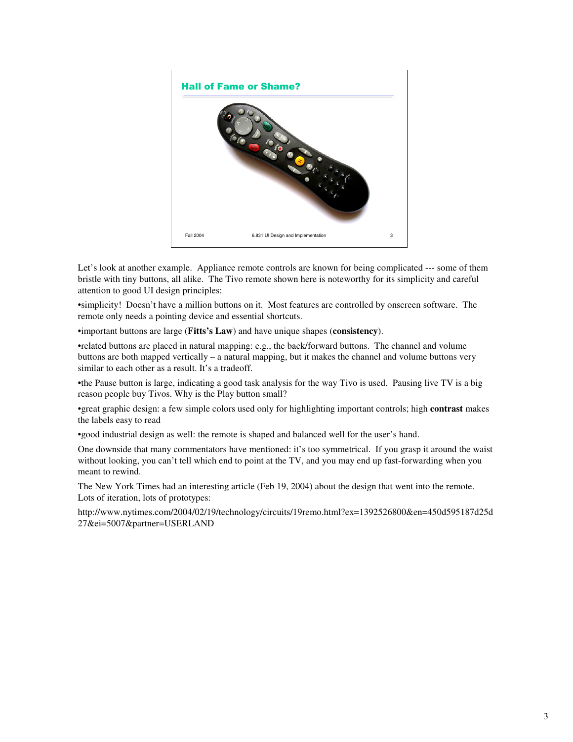## Hall of Fame or Shame?

Let's look at another example. Appliance remote controls are known for being complicated --- some of them bristle with tiny buttons, all alike. The Tivo remote shown here is noteworthy for its simplicity and careful attention to good UI design principles:

•simplicity! Doesn't have a million buttons on it. Most features are controlled by onscreen software. The remote only needs a pointing device and essential shortcuts.

•important buttons are large (**Fitts's Law**) and have unique shapes (**consistency**).

•related buttons are placed in natural mapping: e.g., the back/forward buttons. The channel and volume buttons are both mapped vertically – a natural mapping, but it makes the channel and volume buttons very similar to each other as a result. It's a tradeoff.

•the Pause button is large, indicating a good task analysis for the way Tivo is used. Pausing live TV is a big reason people buy Tivos. Why is the Play button small?

•great graphic design: a few simple colors used only for highlighting important controls; high **contrast** makes the labels easy to read

•good industrial design as well: the remote is shaped and balanced well for the user's hand.

One downside that many commentators have mentioned: it's too symmetrical. If you grasp it around the waist without looking, you can't tell which end to point at the TV, and you may end up fast-forwarding when you meant to rewind.

The New York Times had an interesting article (Feb 19, 2004) about the design that went into the remote. Lots of iteration, lots of prototypes:

http://www.nytimes.com/2004/02/19/technology/circuits/19remo.html?ex=1392526800&en=450d595187d25d27&ei=5007&partner=USERLAND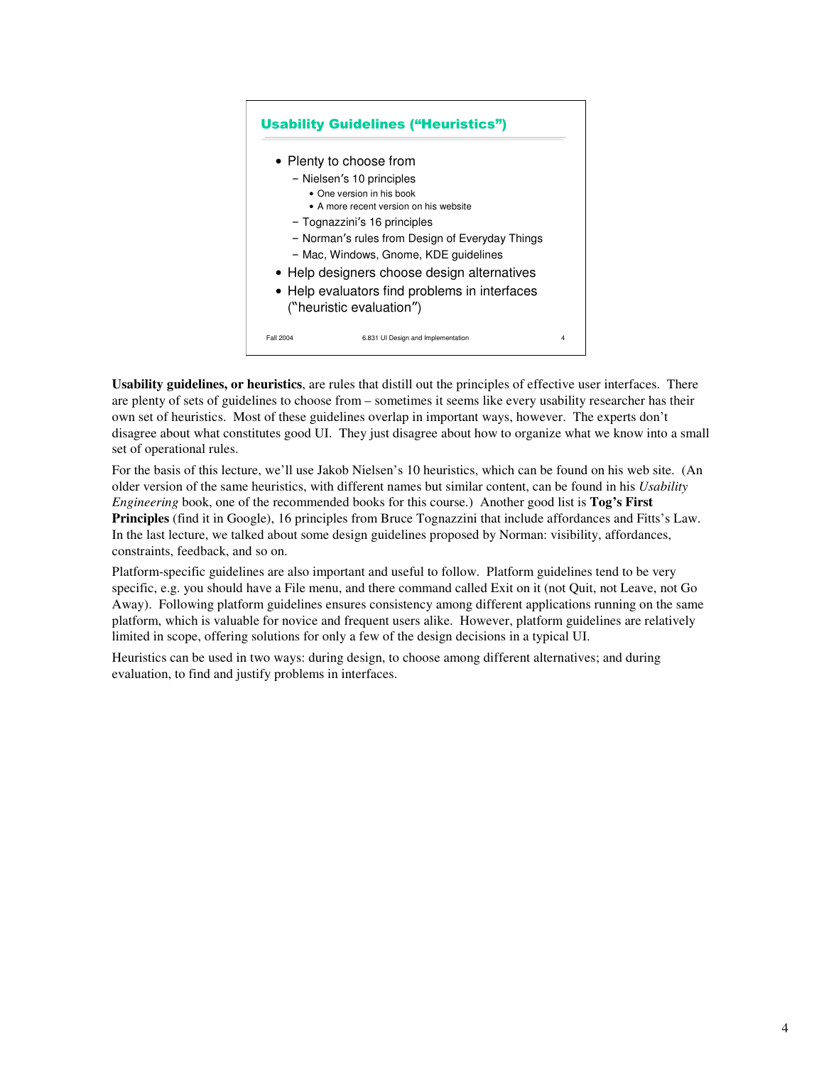## Usability Guidelines ("Heuristics")

- Plenty to choose from
  - Nielsen's 10 principles
    - One version in his book
    - A more recent version on his website
  - Tognazzini's 16 principles
  - Norman's rules from Design of Everyday Things
  - Mac, Windows, Gnome, KDE guidelines
- Help designers choose design alternatives
- Help evaluators find problems in interfaces ("heuristic evaluation")

Fall 2004 6.831 UI Design and Implementation 4

**Usability guidelines, or heuristics**, are rules that distill out the principles of effective user interfaces. There are plenty of sets of guidelines to choose from – sometimes it seems like every usability researcher has their own set of heuristics. Most of these guidelines overlap in important ways, however. The experts don't disagree about what constitutes good UI. They just disagree about how to organize what we know into a small set of operational rules.

For the basis of this lecture, we'll use Jakob Nielsen's 10 heuristics, which can be found on his web site. (An older version of the same heuristics, with different names but similar content, can be found in his *Usability Engineering* book, one of the recommended books for this course.) Another good list is **Tog's First Principles** (find it in Google), 16 principles from Bruce Tognazzini that include affordances and Fitts's Law. In the last lecture, we talked about some design guidelines proposed by Norman: visibility, affordances, constraints, feedback, and so on.

Platform-specific guidelines are also important and useful to follow. Platform guidelines tend to be very specific, e.g. you should have a File menu, and there command called Exit on it (not Quit, not Leave, not Go Away). Following platform guidelines ensures consistency among different applications running on the same platform, which is valuable for novice and frequent users alike. However, platform guidelines are relatively limited in scope, offering solutions for only a few of the design decisions in a typical UI.

Heuristics can be used in two ways: during design, to choose among different alternatives; and during evaluation, to find and justify problems in interfaces.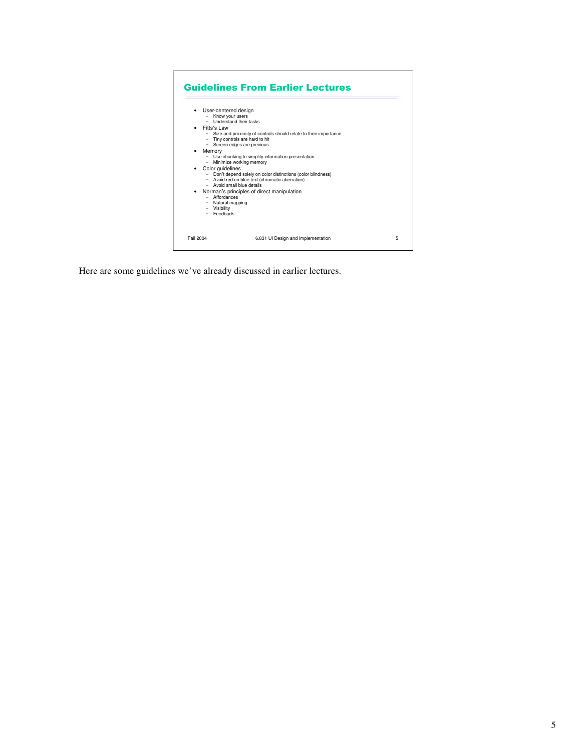## Guidelines From Earlier Lectures

- User-centered design
  - Know your users
  - Understand their tasks
- Fitts's Law
  - Size and proximity of controls should relate to their importance
  - Tiny controls are hard to hit
  - Screen edges are precious
- Memory
  - Use chunking to simplify information presentation
  - Minimize working memory
- Color guidelines
  - Don't depend solely on color distinctions (color blindness)
  - Avoid red on blue text (chromatic aberration)
  - Avoid small blue details
- Norman's principles of direct manipulation
  - Affordances
  - Natural mapping
  - Visibility
  - Feedback

Here are some guidelines we've already discussed in earlier lectures.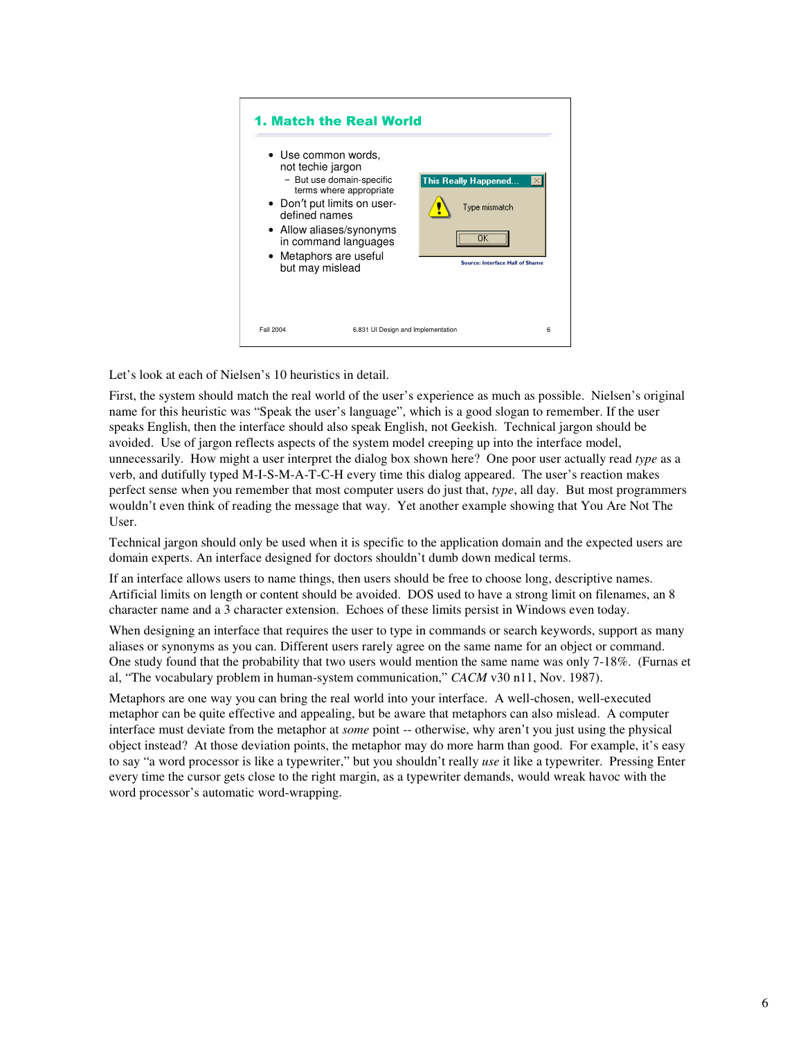## 1. Match the Real World

- Use common words, not techie jargon
  - But use domain-specific terms where appropriate
- Don't put limits on user-defined names
- Allow aliases/synonyms in command languages
- Metaphors are useful but may mislead

This Really Happened...

Type mismatch

OK

Source: Interface Hall of Shame

Fall 2004 6.831 UI Design and Implementation 6

Let's look at each of Nielsen's 10 heuristics in detail.

First, the system should match the real world of the user's experience as much as possible. Nielsen's original name for this heuristic was "Speak the user's language", which is a good slogan to remember. If the user speaks English, then the interface should also speak English, not Geekish. Technical jargon should be avoided. Use of jargon reflects aspects of the system model creeping up into the interface model, unnecessarily. How might a user interpret the dialog box shown here? One poor user actually read *type* as a verb, and dutifully typed M-I-S-M-A-T-C-H every time this dialog appeared. The user's reaction makes perfect sense when you remember that most computer users do just that, *type*, all day. But most programmers wouldn't even think of reading the message that way. Yet another example showing that You Are Not The User.

Technical jargon should only be used when it is specific to the application domain and the expected users are domain experts. An interface designed for doctors shouldn't dumb down medical terms.

If an interface allows users to name things, then users should be free to choose long, descriptive names. Artificial limits on length or content should be avoided. DOS used to have a strong limit on filenames, an 8 character name and a 3 character extension. Echoes of these limits persist in Windows even today.

When designing an interface that requires the user to type in commands or search keywords, support as many aliases or synonyms as you can. Different users rarely agree on the same name for an object or command. One study found that the probability that two users would mention the same name was only 7-18%. (Furnas et al, "The vocabulary problem in human-system communication," *CACM* v30 n11, Nov. 1987).

Metaphors are one way you can bring the real world into your interface. A well-chosen, well-executed metaphor can be quite effective and appealing, but be aware that metaphors can also mislead. A computer interface must deviate from the metaphor at *some* point -- otherwise, why aren't you just using the physical object instead? At those deviation points, the metaphor may do more harm than good. For example, it's easy to say "a word processor is like a typewriter," but you shouldn't really *use* it like a typewriter. Pressing Enter every time the cursor gets close to the right margin, as a typewriter demands, would wreak havoc with the word processor's automatic word-wrapping.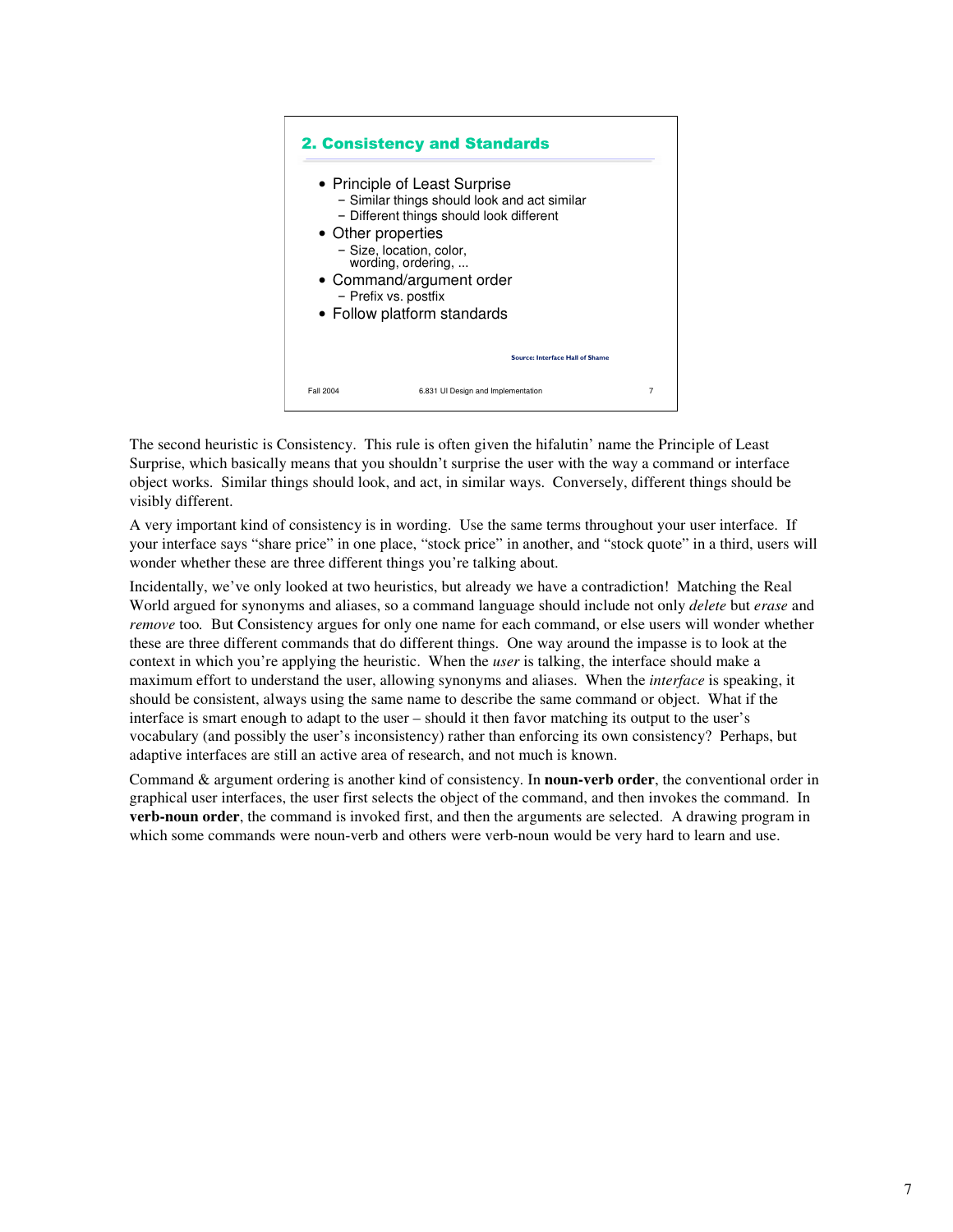## 2. Consistency and Standards

- Principle of Least Surprise
  - Similar things should look and act similar
  - Different things should look different
- Other properties
  - Size, location, color, wording, ordering, ...
- Command/argument order
  - Prefix vs. postfix
- Follow platform standards

Source: Interface Hall of Shame

The second heuristic is Consistency. This rule is often given the hifalutin' name the Principle of Least Surprise, which basically means that you shouldn't surprise the user with the way a command or interface object works. Similar things should look, and act, in similar ways. Conversely, different things should be visibly different.

A very important kind of consistency is in wording. Use the same terms throughout your user interface. If your interface says "share price" in one place, "stock price" in another, and "stock quote" in a third, users will wonder whether these are three different things you're talking about.

Incidentally, we've only looked at two heuristics, but already we have a contradiction! Matching the Real World argued for synonyms and aliases, so a command language should include not only *delete* but *erase* and *remove* too. But Consistency argues for only one name for each command, or else users will wonder whether these are three different commands that do different things. One way around the impasse is to look at the context in which you're applying the heuristic. When the *user* is talking, the interface should make a maximum effort to understand the user, allowing synonyms and aliases. When the *interface* is speaking, it should be consistent, always using the same name to describe the same command or object. What if the interface is smart enough to adapt to the user – should it then favor matching its output to the user's vocabulary (and possibly the user's inconsistency) rather than enforcing its own consistency? Perhaps, but adaptive interfaces are still an active area of research, and not much is known.

Command & argument ordering is another kind of consistency. In **noun-verb order**, the conventional order in graphical user interfaces, the user first selects the object of the command, and then invokes the command. In **verb-noun order**, the command is invoked first, and then the arguments are selected. A drawing program in which some commands were noun-verb and others were verb-noun would be very hard to learn and use.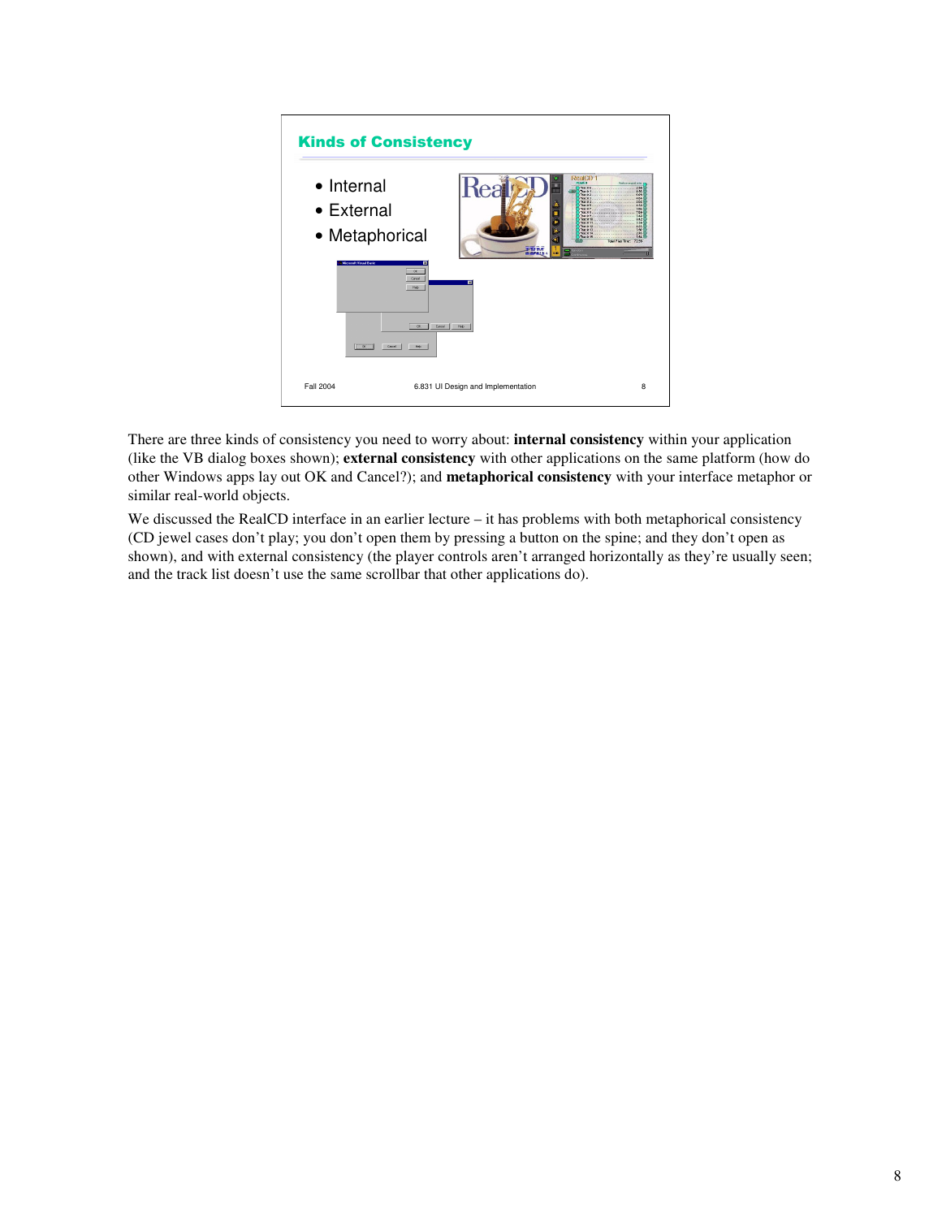## Kinds of Consistency

- Internal
- External
- Metaphorical

There are three kinds of consistency you need to worry about: **internal consistency** within your application (like the VB dialog boxes shown); **external consistency** with other applications on the same platform (how do other Windows apps lay out OK and Cancel?); and **metaphorical consistency** with your interface metaphor or similar real-world objects.

We discussed the RealCD interface in an earlier lecture – it has problems with both metaphorical consistency (CD jewel cases don't play; you don't open them by pressing a button on the spine; and they don't open as shown), and with external consistency (the player controls aren't arranged horizontally as they're usually seen; and the track list doesn't use the same scrollbar that other applications do).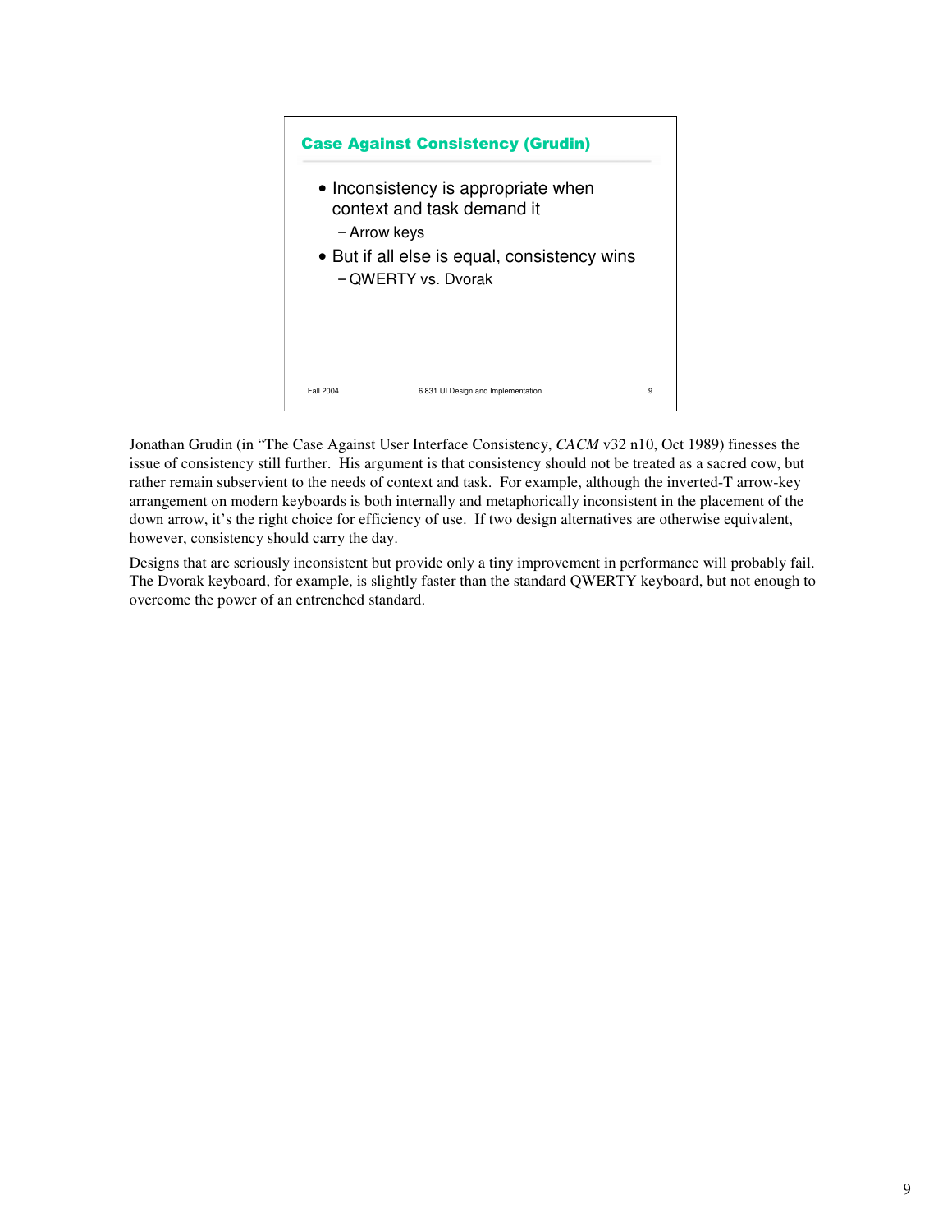## Case Against Consistency (Grudin)

- Inconsistency is appropriate when context and task demand it
  - Arrow keys
- But if all else is equal, consistency wins
  - QWERTY vs. Dvorak

Jonathan Grudin (in "The Case Against User Interface Consistency, *CACM* v32 n10, Oct 1989) finesses the issue of consistency still further. His argument is that consistency should not be treated as a sacred cow, but rather remain subservient to the needs of context and task. For example, although the inverted-T arrow-key arrangement on modern keyboards is both internally and metaphorically inconsistent in the placement of the down arrow, it's the right choice for efficiency of use. If two design alternatives are otherwise equivalent, however, consistency should carry the day.

Designs that are seriously inconsistent but provide only a tiny improvement in performance will probably fail. The Dvorak keyboard, for example, is slightly faster than the standard QWERTY keyboard, but not enough to overcome the power of an entrenched standard.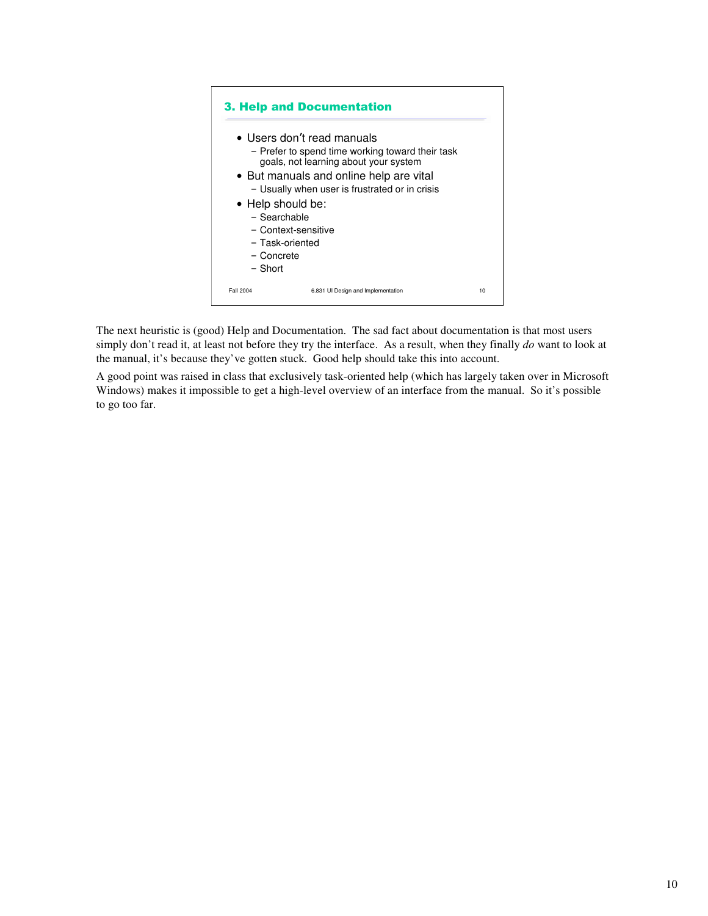### 3. Help and Documentation

- Users don't read manuals
  - Prefer to spend time working toward their task goals, not learning about your system
- But manuals and online help are vital
  - Usually when user is frustrated or in crisis
- Help should be:
  - Searchable
  - Context-sensitive
  - Task-oriented
  - Concrete
  - Short

The next heuristic is (good) Help and Documentation. The sad fact about documentation is that most users simply don't read it, at least not before they try the interface. As a result, when they finally *do* want to look at the manual, it's because they've gotten stuck. Good help should take this into account.

A good point was raised in class that exclusively task-oriented help (which has largely taken over in Microsoft Windows) makes it impossible to get a high-level overview of an interface from the manual. So it's possible to go too far.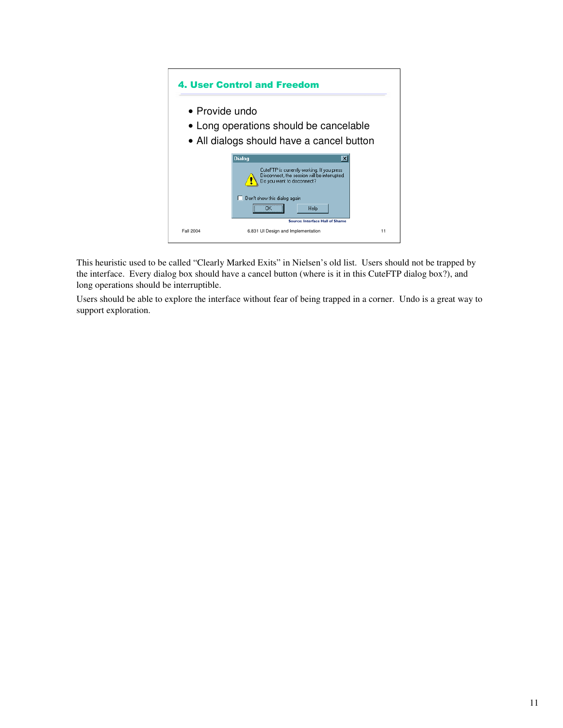## 4. User Control and Freedom

- Provide undo
- Long operations should be cancelable
- All dialogs should have a cancel button

Source: Interface Hall of Shame

This heuristic used to be called "Clearly Marked Exits" in Nielsen's old list. Users should not be trapped by the interface. Every dialog box should have a cancel button (where is it in this CuteFTP dialog box?), and long operations should be interruptible.

Users should be able to explore the interface without fear of being trapped in a corner. Undo is a great way to support exploration.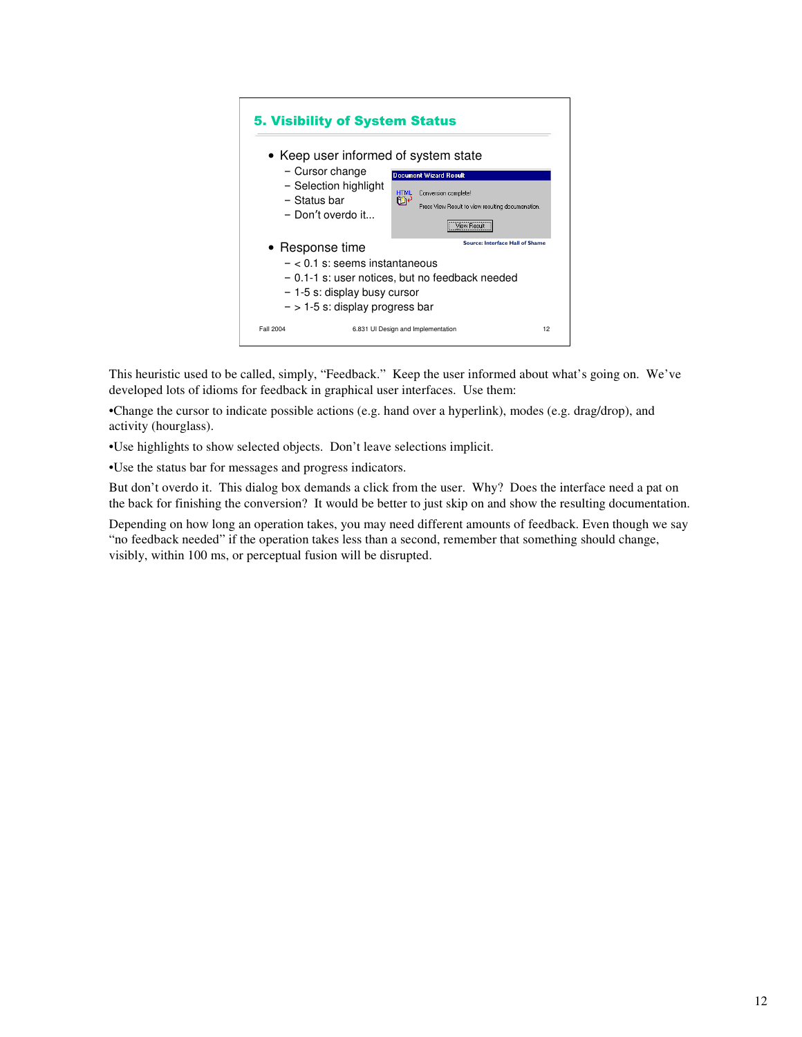## 5. Visibility of System Status

- Keep user informed of system state
  - Cursor change
  - Selection highlight
  - Status bar
  - Don't overdo it...

Document Wizard Result

Conversion complete!

Press View Result to view resulting documentation.

View Result

Source: Interface Hall of Shame

- Response time
  - < 0.1 s: seems instantaneous
  - 0.1-1 s: user notices, but no feedback needed
  - 1-5 s: display busy cursor
  - > 1-5 s: display progress bar

Fall 2004 6.831 UI Design and Implementation 12

This heuristic used to be called, simply, "Feedback." Keep the user informed about what's going on. We've developed lots of idioms for feedback in graphical user interfaces. Use them:

•Change the cursor to indicate possible actions (e.g. hand over a hyperlink), modes (e.g. drag/drop), and activity (hourglass).

•Use highlights to show selected objects. Don't leave selections implicit.

•Use the status bar for messages and progress indicators.

But don't overdo it. This dialog box demands a click from the user. Why? Does the interface need a pat on the back for finishing the conversion? It would be better to just skip on and show the resulting documentation.

Depending on how long an operation takes, you may need different amounts of feedback. Even though we say "no feedback needed" if the operation takes less than a second, remember that something should change, visibly, within 100 ms, or perceptual fusion will be disrupted.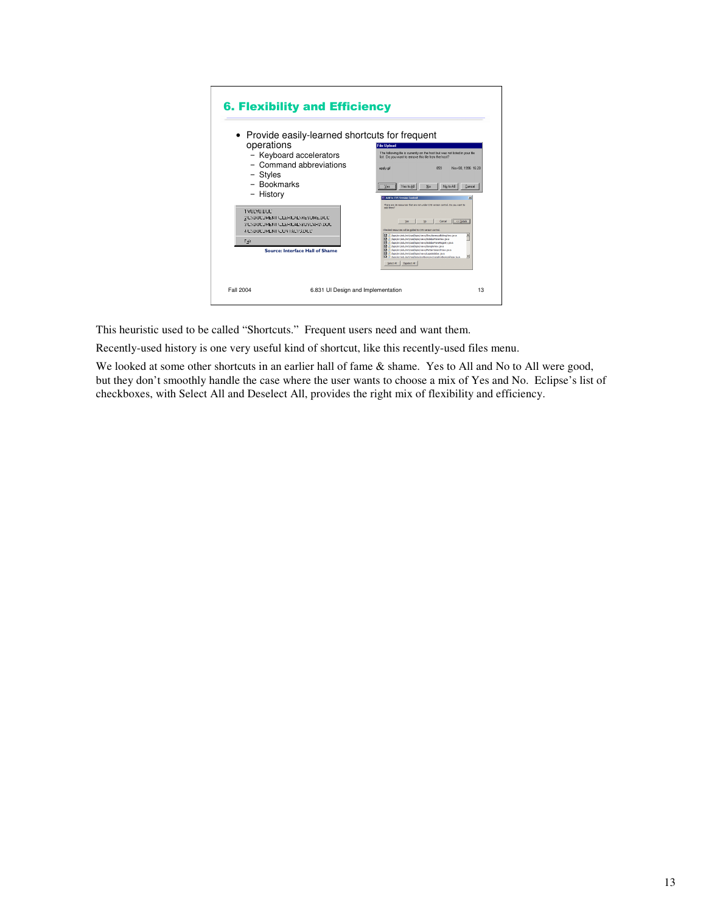## 6. Flexibility and Efficiency

- Provide easily-learned shortcuts for frequent operations
  - Keyboard accelerators
  - Command abbreviations
  - Styles
  - Bookmarks
  - History

Source: Interface Hall of Shame

This heuristic used to be called "Shortcuts." Frequent users need and want them.

Recently-used history is one very useful kind of shortcut, like this recently-used files menu.

We looked at some other shortcuts in an earlier hall of fame & shame. Yes to All and No to All were good, but they don't smoothly handle the case where the user wants to choose a mix of Yes and No. Eclipse's list of checkboxes, with Select All and Deselect All, provides the right mix of flexibility and efficiency.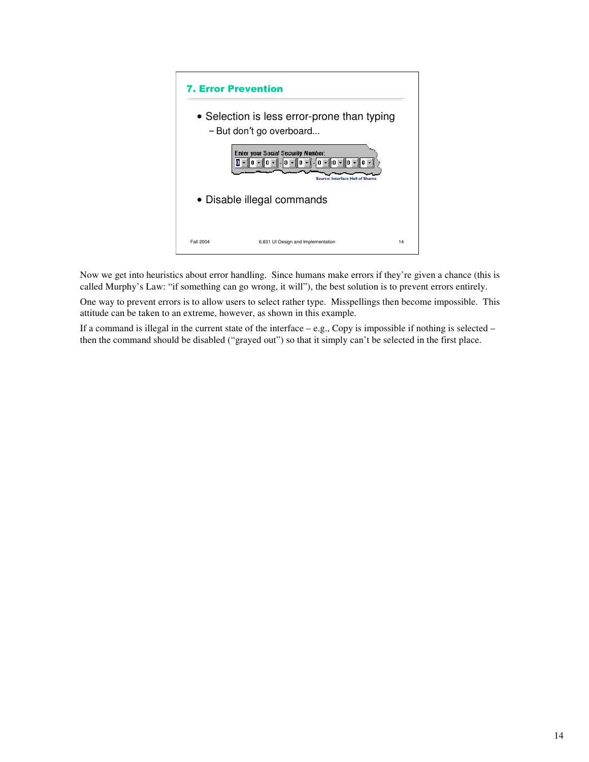## 7. Error Prevention

- Selection is less error-prone than typing
  - But don't go overboard...

Enter your Social Security Number:

Source: Interface Hall of Shame

- Disable illegal commands

Now we get into heuristics about error handling. Since humans make errors if they're given a chance (this is called Murphy's Law: "if something can go wrong, it will"), the best solution is to prevent errors entirely.

One way to prevent errors is to allow users to select rather type. Misspellings then become impossible. This attitude can be taken to an extreme, however, as shown in this example.

If a command is illegal in the current state of the interface – e.g., Copy is impossible if nothing is selected – then the command should be disabled ("grayed out") so that it simply can't be selected in the first place.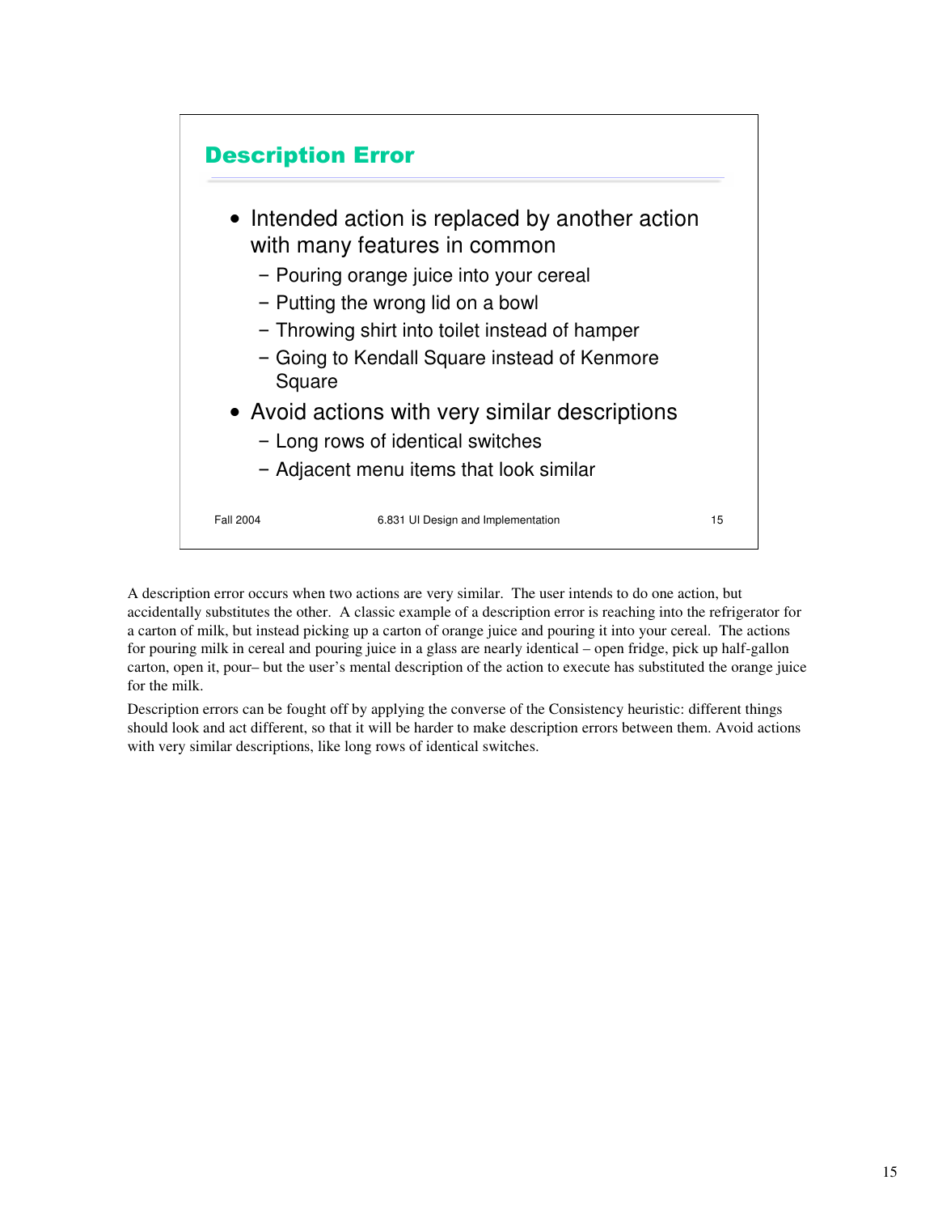## Description Error

- Intended action is replaced by another action with many features in common
  - Pouring orange juice into your cereal
  - Putting the wrong lid on a bowl
  - Throwing shirt into toilet instead of hamper
  - Going to Kendall Square instead of Kenmore Square
- Avoid actions with very similar descriptions
  - Long rows of identical switches
  - Adjacent menu items that look similar

A description error occurs when two actions are very similar. The user intends to do one action, but accidentally substitutes the other. A classic example of a description error is reaching into the refrigerator for a carton of milk, but instead picking up a carton of orange juice and pouring it into your cereal. The actions for pouring milk in cereal and pouring juice in a glass are nearly identical – open fridge, pick up half-gallon carton, open it, pour– but the user's mental description of the action to execute has substituted the orange juice for the milk.

Description errors can be fought off by applying the converse of the Consistency heuristic: different things should look and act different, so that it will be harder to make description errors between them. Avoid actions with very similar descriptions, like long rows of identical switches.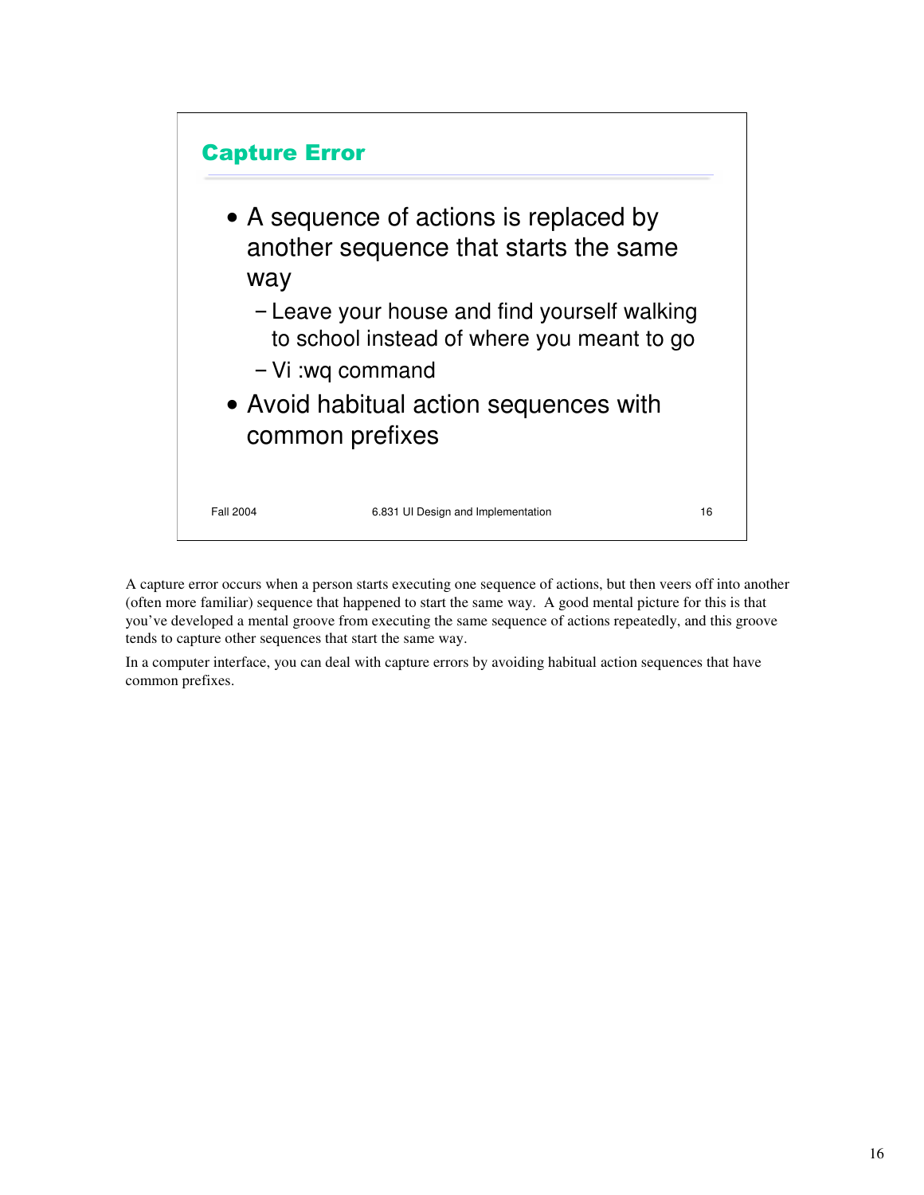## Capture Error

- A sequence of actions is replaced by another sequence that starts the same way
  - Leave your house and find yourself walking to school instead of where you meant to go
  - Vi :wq command
- Avoid habitual action sequences with common prefixes

A capture error occurs when a person starts executing one sequence of actions, but then veers off into another (often more familiar) sequence that happened to start the same way. A good mental picture for this is that you've developed a mental groove from executing the same sequence of actions repeatedly, and this groove tends to capture other sequences that start the same way.

In a computer interface, you can deal with capture errors by avoiding habitual action sequences that have common prefixes.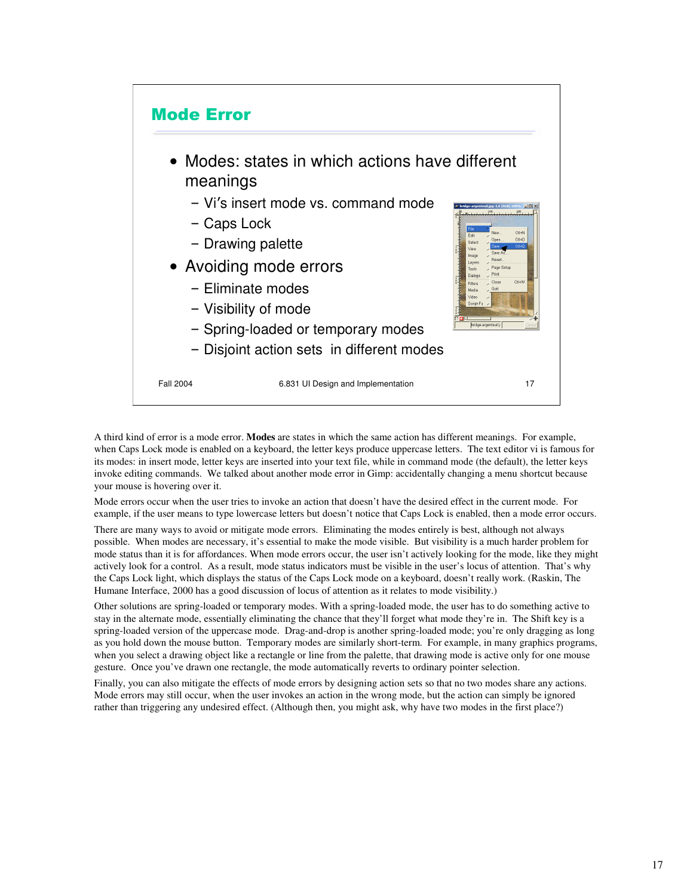## Mode Error

- Modes: states in which actions have different meanings
  - Vi's insert mode vs. command mode
  - Caps Lock
  - Drawing palette
- Avoiding mode errors
  - Eliminate modes
  - Visibility of mode
  - Spring-loaded or temporary modes
  - Disjoint action sets in different modes

A third kind of error is a mode error. **Modes** are states in which the same action has different meanings. For example, when Caps Lock mode is enabled on a keyboard, the letter keys produce uppercase letters. The text editor vi is famous for its modes: in insert mode, letter keys are inserted into your text file, while in command mode (the default), the letter keys invoke editing commands. We talked about another mode error in Gimp: accidentally changing a menu shortcut because your mouse is hovering over it.

Mode errors occur when the user tries to invoke an action that doesn't have the desired effect in the current mode. For example, if the user means to type lowercase letters but doesn't notice that Caps Lock is enabled, then a mode error occurs.

There are many ways to avoid or mitigate mode errors. Eliminating the modes entirely is best, although not always possible. When modes are necessary, it's essential to make the mode visible. But visibility is a much harder problem for mode status than it is for affordances. When mode errors occur, the user isn't actively looking for the mode, like they might actively look for a control. As a result, mode status indicators must be visible in the user's locus of attention. That's why the Caps Lock light, which displays the status of the Caps Lock mode on a keyboard, doesn't really work. (Raskin, The Humane Interface, 2000 has a good discussion of locus of attention as it relates to mode visibility.)

Other solutions are spring-loaded or temporary modes. With a spring-loaded mode, the user has to do something active to stay in the alternate mode, essentially eliminating the chance that they'll forget what mode they're in. The Shift key is a spring-loaded version of the uppercase mode. Drag-and-drop is another spring-loaded mode; you're only dragging as long as you hold down the mouse button. Temporary modes are similarly short-term. For example, in many graphics programs, when you select a drawing object like a rectangle or line from the palette, that drawing mode is active only for one mouse gesture. Once you've drawn one rectangle, the mode automatically reverts to ordinary pointer selection.

Finally, you can also mitigate the effects of mode errors by designing action sets so that no two modes share any actions. Mode errors may still occur, when the user invokes an action in the wrong mode, but the action can simply be ignored rather than triggering any undesired effect. (Although then, you might ask, why have two modes in the first place?)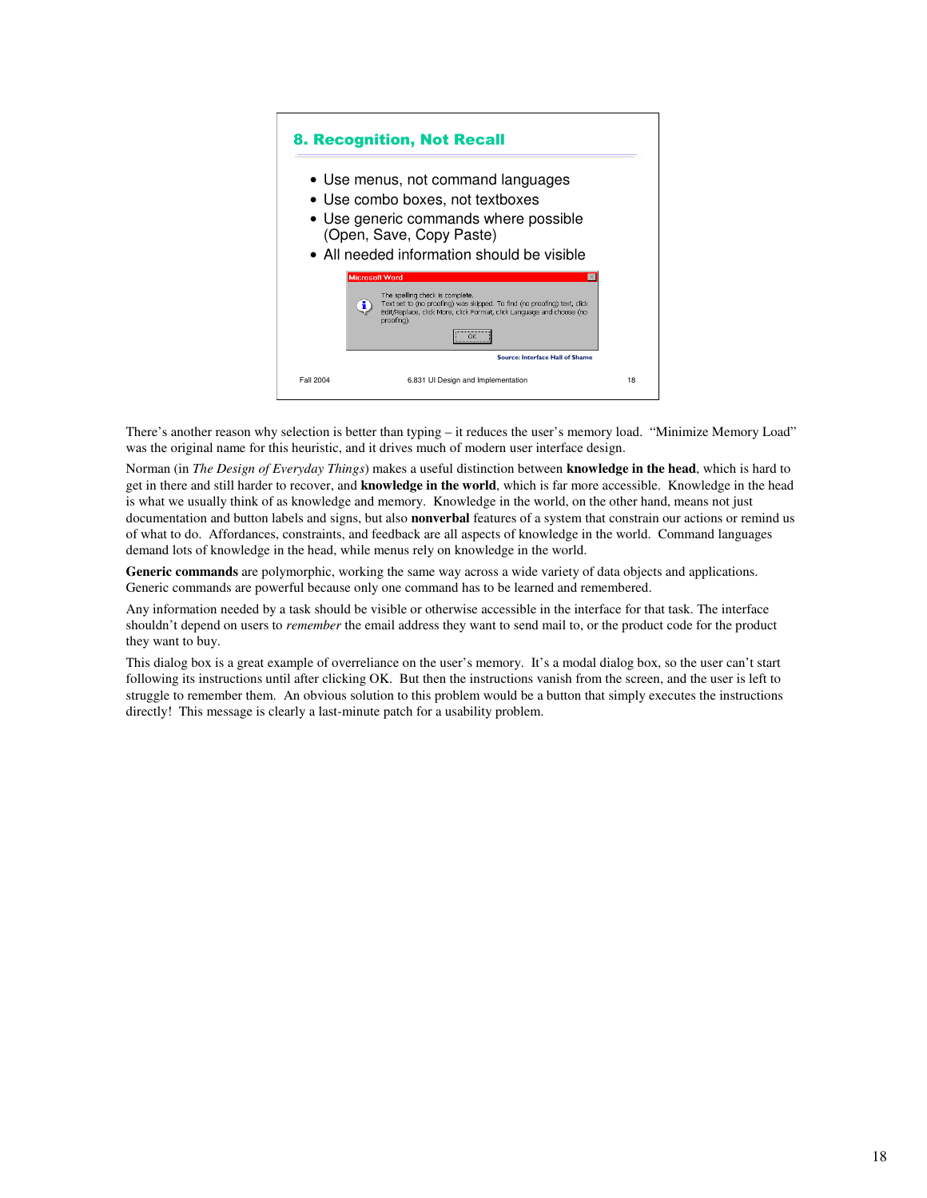## 8. Recognition, Not Recall

- Use menus, not command languages
- Use combo boxes, not textboxes
- Use generic commands where possible (Open, Save, Copy Paste)
- All needed information should be visible

Microsoft Word

The spelling check is complete.
Text set to (no proofing) was skipped. To find (no proofing) text, click Edit/Replace, click More, click Format, click Language and choose (no proofing).

OK

Source: Interface Hall of Shame

There's another reason why selection is better than typing – it reduces the user's memory load. "Minimize Memory Load" was the original name for this heuristic, and it drives much of modern user interface design.

Norman (in *The Design of Everyday Things*) makes a useful distinction between **knowledge in the head**, which is hard to get in there and still harder to recover, and **knowledge in the world**, which is far more accessible. Knowledge in the head is what we usually think of as knowledge and memory. Knowledge in the world, on the other hand, means not just documentation and button labels and signs, but also **nonverbal** features of a system that constrain our actions or remind us of what to do. Affordances, constraints, and feedback are all aspects of knowledge in the world. Command languages demand lots of knowledge in the head, while menus rely on knowledge in the world.

**Generic commands** are polymorphic, working the same way across a wide variety of data objects and applications. Generic commands are powerful because only one command has to be learned and remembered.

Any information needed by a task should be visible or otherwise accessible in the interface for that task. The interface shouldn't depend on users to *remember* the email address they want to send mail to, or the product code for the product they want to buy.

This dialog box is a great example of overreliance on the user's memory. It's a modal dialog box, so the user can't start following its instructions until after clicking OK. But then the instructions vanish from the screen, and the user is left to struggle to remember them. An obvious solution to this problem would be a button that simply executes the instructions directly! This message is clearly a last-minute patch for a usability problem.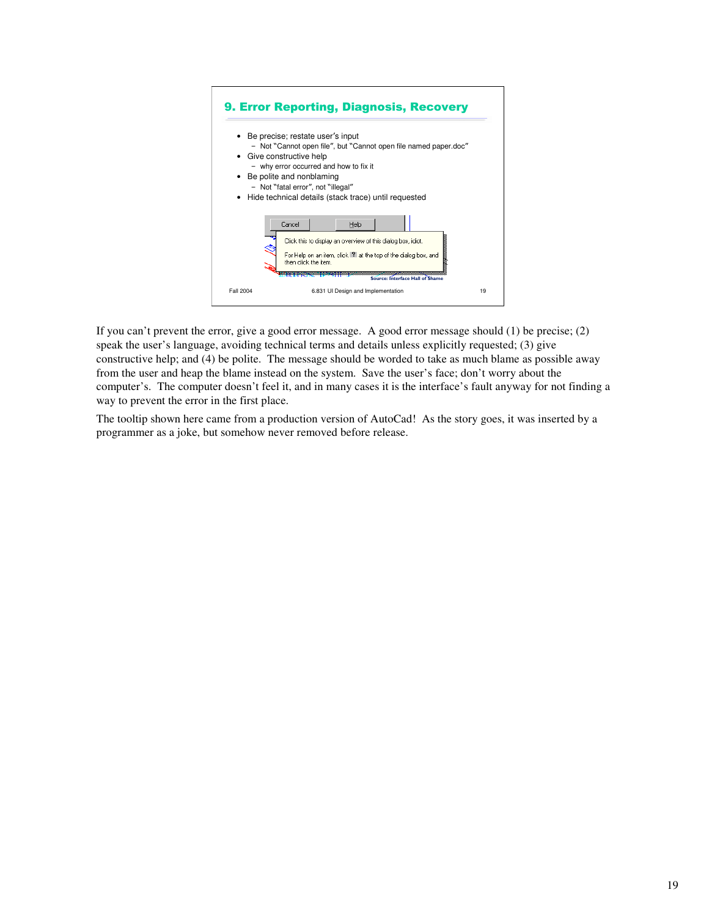## 9. Error Reporting, Diagnosis, Recovery

- Be precise; restate user's input
  - Not "Cannot open file", but "Cannot open file named paper.doc"
- Give constructive help
  - why error occurred and how to fix it
- Be polite and nonblaming
  - Not "fatal error", not "illegal"
- Hide technical details (stack trace) until requested

Cancel | Help

Click this to display an overview of this dialog box, idiot.

For Help on an item, click ? at the top of the dialog box, and then click the item.

Source: Interface Hall of Shame

Fall 2004 6.831 UI Design and Implementation

If you can't prevent the error, give a good error message. A good error message should (1) be precise; (2) speak the user's language, avoiding technical terms and details unless explicitly requested; (3) give constructive help; and (4) be polite. The message should be worded to take as much blame as possible away from the user and heap the blame instead on the system. Save the user's face; don't worry about the computer's. The computer doesn't feel it, and in many cases it is the interface's fault anyway for not finding a way to prevent the error in the first place.

The tooltip shown here came from a production version of AutoCad! As the story goes, it was inserted by a programmer as a joke, but somehow never removed before release.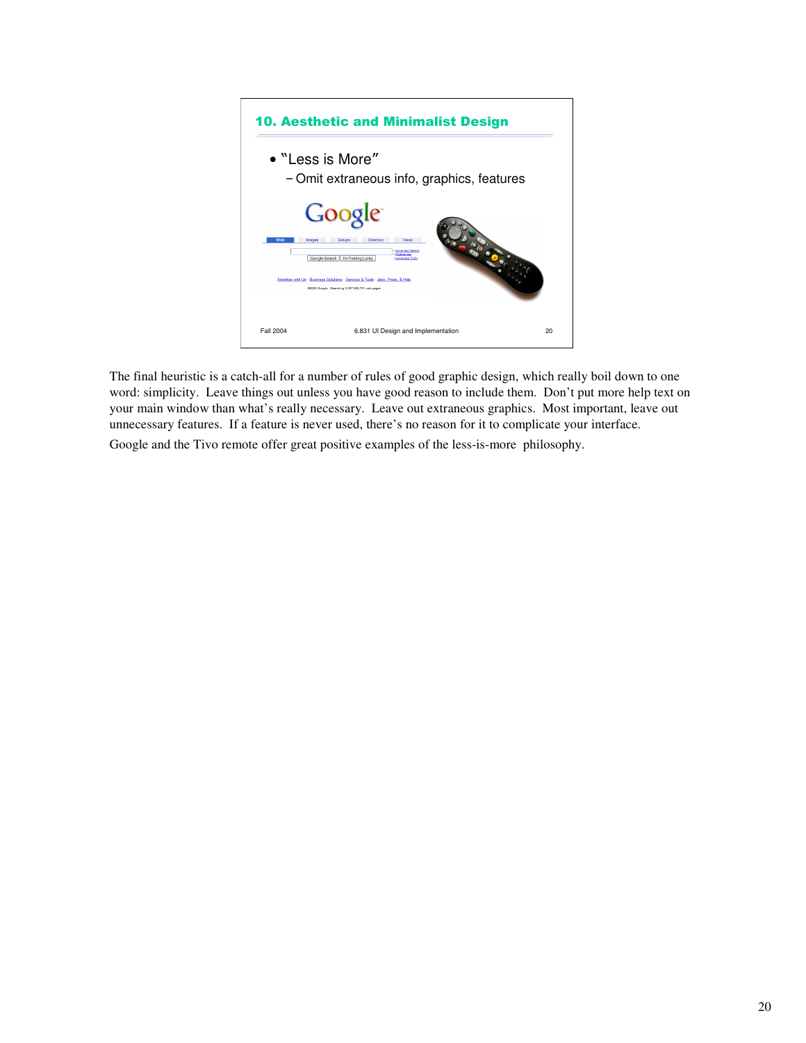## 10. Aesthetic and Minimalist Design

- "Less is More"
  - Omit extraneous info, graphics, features

The final heuristic is a catch-all for a number of rules of good graphic design, which really boil down to one word: simplicity. Leave things out unless you have good reason to include them. Don't put more help text on your main window than what's really necessary. Leave out extraneous graphics. Most important, leave out unnecessary features. If a feature is never used, there's no reason for it to complicate your interface.

Google and the Tivo remote offer great positive examples of the less-is-more philosophy.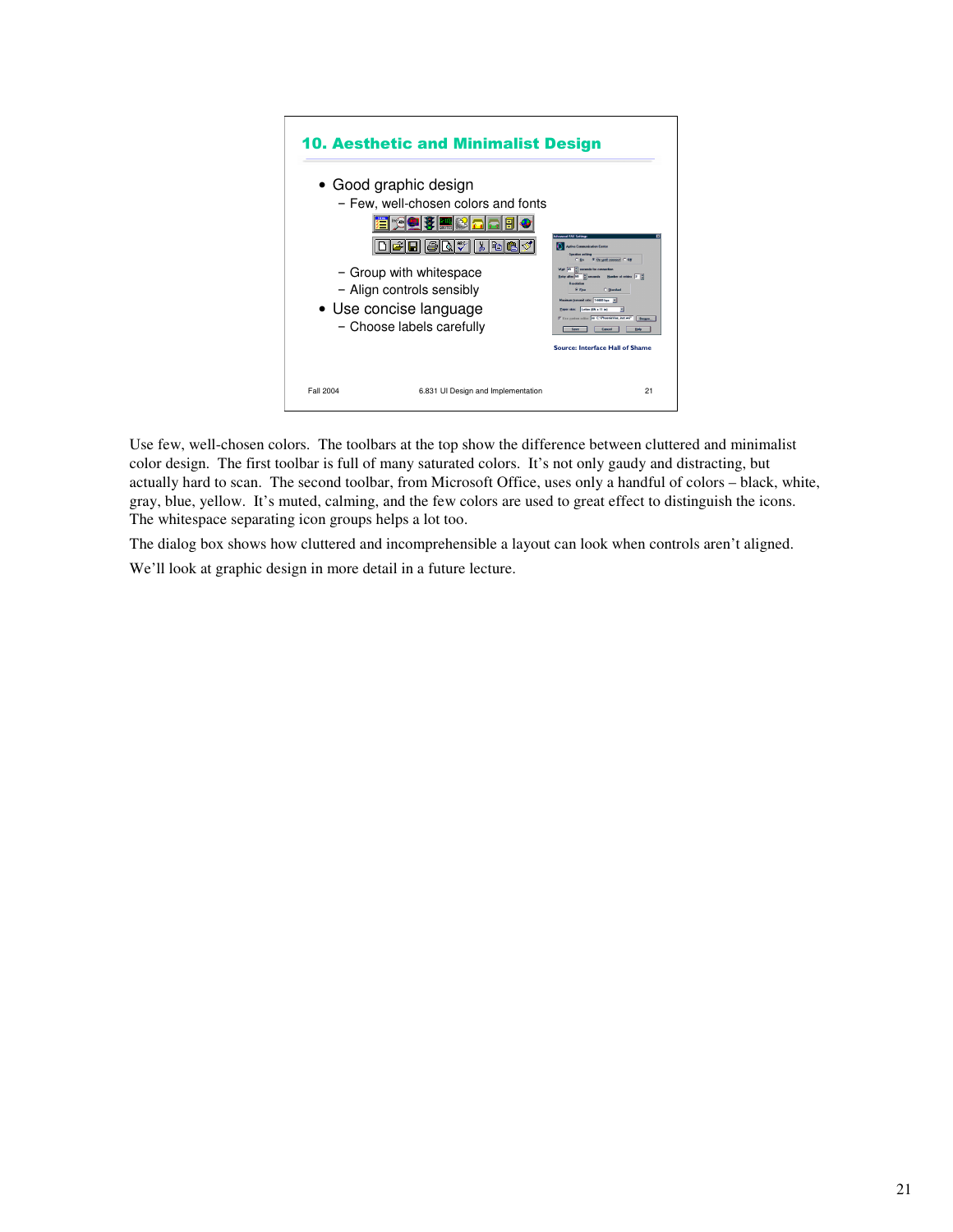## 10. Aesthetic and Minimalist Design

- Good graphic design
  - Few, well-chosen colors and fonts
  - Group with whitespace
  - Align controls sensibly
- Use concise language
  - Choose labels carefully

Source: Interface Hall of Shame

Use few, well-chosen colors. The toolbars at the top show the difference between cluttered and minimalist color design. The first toolbar is full of many saturated colors. It's not only gaudy and distracting, but actually hard to scan. The second toolbar, from Microsoft Office, uses only a handful of colors – black, white, gray, blue, yellow. It's muted, calming, and the few colors are used to great effect to distinguish the icons. The whitespace separating icon groups helps a lot too.

The dialog box shows how cluttered and incomprehensible a layout can look when controls aren't aligned.

We'll look at graphic design in more detail in a future lecture.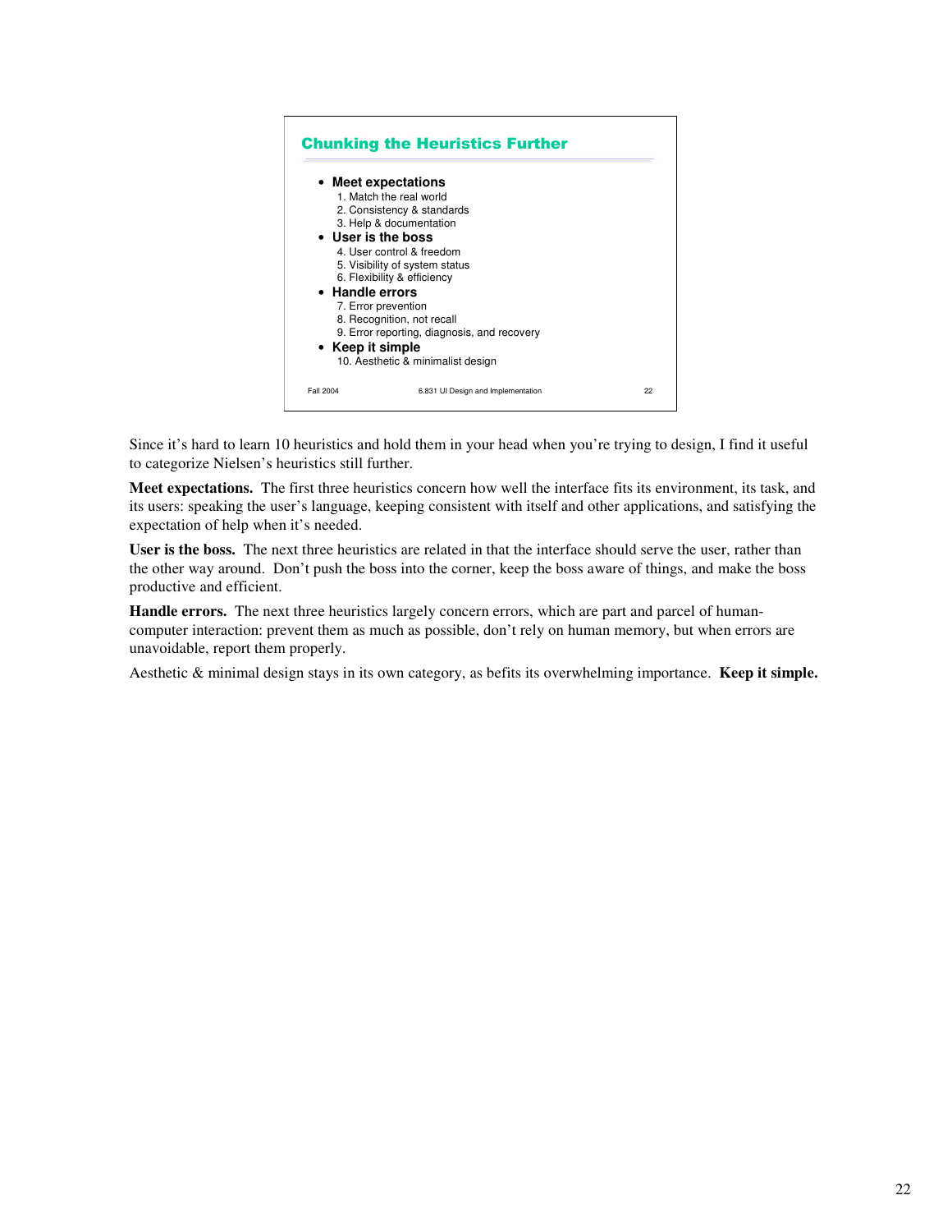## Chunking the Heuristics Further

- **Meet expectations**
  1. Match the real world
  2. Consistency & standards
  3. Help & documentation
- **User is the boss**
  4. User control & freedom
  5. Visibility of system status
  6. Flexibility & efficiency
- **Handle errors**
  7. Error prevention
  8. Recognition, not recall
  9. Error reporting, diagnosis, and recovery
- **Keep it simple**
  10. Aesthetic & minimalist design

Since it's hard to learn 10 heuristics and hold them in your head when you're trying to design, I find it useful to categorize Nielsen's heuristics still further.

**Meet expectations.** The first three heuristics concern how well the interface fits its environment, its task, and its users: speaking the user's language, keeping consistent with itself and other applications, and satisfying the expectation of help when it's needed.

**User is the boss.** The next three heuristics are related in that the interface should serve the user, rather than the other way around. Don't push the boss into the corner, keep the boss aware of things, and make the boss productive and efficient.

**Handle errors.** The next three heuristics largely concern errors, which are part and parcel of human-computer interaction: prevent them as much as possible, don't rely on human memory, but when errors are unavoidable, report them properly.

Aesthetic & minimal design stays in its own category, as befits its overwhelming importance. **Keep it simple.**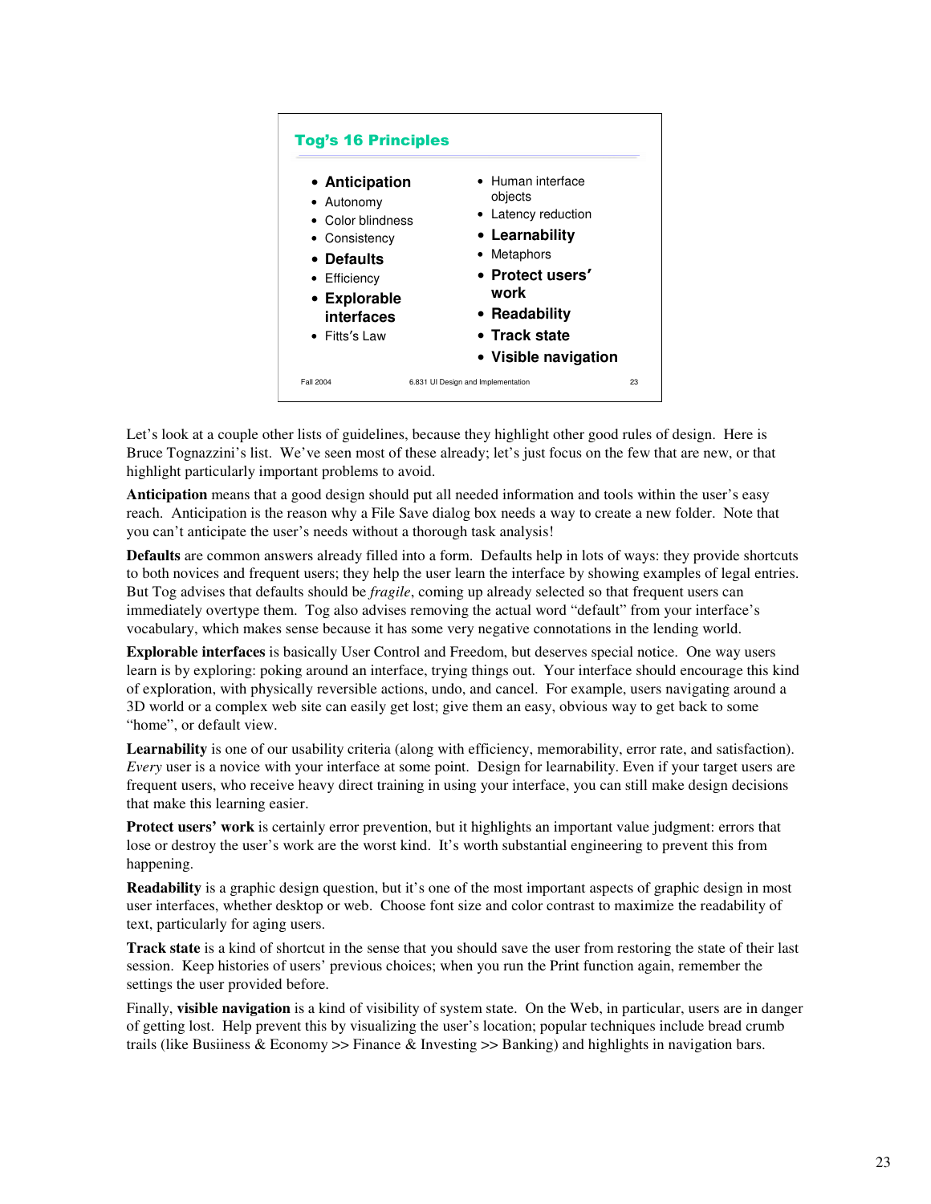## Tog's 16 Principles

- **Anticipation**
- Autonomy
- Color blindness
- Consistency
- **Defaults**
- Efficiency
- **Explorable interfaces**
- Fitts's Law
- Human interface objects
- Latency reduction
- **Learnability**
- Metaphors
- **Protect users' work**
- **Readability**
- **Track state**
- **Visible navigation**

Let's look at a couple other lists of guidelines, because they highlight other good rules of design. Here is Bruce Tognazzini's list. We've seen most of these already; let's just focus on the few that are new, or that highlight particularly important problems to avoid.

**Anticipation** means that a good design should put all needed information and tools within the user's easy reach. Anticipation is the reason why a File Save dialog box needs a way to create a new folder. Note that you can't anticipate the user's needs without a thorough task analysis!

**Defaults** are common answers already filled into a form. Defaults help in lots of ways: they provide shortcuts to both novices and frequent users; they help the user learn the interface by showing examples of legal entries. But Tog advises that defaults should be *fragile*, coming up already selected so that frequent users can immediately overtype them. Tog also advises removing the actual word "default" from your interface's vocabulary, which makes sense because it has some very negative connotations in the lending world.

**Explorable interfaces** is basically User Control and Freedom, but deserves special notice. One way users learn is by exploring: poking around an interface, trying things out. Your interface should encourage this kind of exploration, with physically reversible actions, undo, and cancel. For example, users navigating around a 3D world or a complex web site can easily get lost; give them an easy, obvious way to get back to some "home", or default view.

**Learnability** is one of our usability criteria (along with efficiency, memorability, error rate, and satisfaction). *Every* user is a novice with your interface at some point. Design for learnability. Even if your target users are frequent users, who receive heavy direct training in using your interface, you can still make design decisions that make this learning easier.

**Protect users' work** is certainly error prevention, but it highlights an important value judgment: errors that lose or destroy the user's work are the worst kind. It's worth substantial engineering to prevent this from happening.

**Readability** is a graphic design question, but it's one of the most important aspects of graphic design in most user interfaces, whether desktop or web. Choose font size and color contrast to maximize the readability of text, particularly for aging users.

**Track state** is a kind of shortcut in the sense that you should save the user from restoring the state of their last session. Keep histories of users' previous choices; when you run the Print function again, remember the settings the user provided before.

Finally, **visible navigation** is a kind of visibility of system state. On the Web, in particular, users are in danger of getting lost. Help prevent this by visualizing the user's location; popular techniques include bread crumb trails (like Busiiness & Economy >> Finance & Investing >> Banking) and highlights in navigation bars.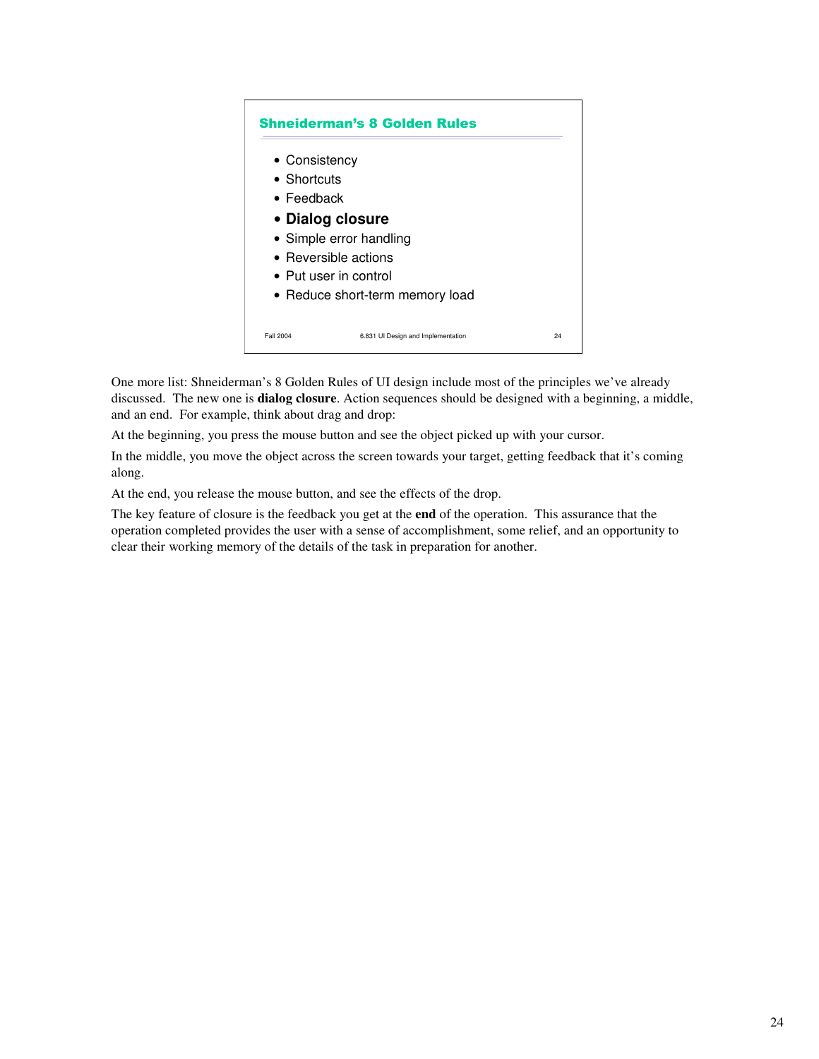## Shneiderman's 8 Golden Rules

- Consistency
- Shortcuts
- Feedback
- **Dialog closure**
- Simple error handling
- Reversible actions
- Put user in control
- Reduce short-term memory load

One more list: Shneiderman's 8 Golden Rules of UI design include most of the principles we've already discussed. The new one is **dialog closure**. Action sequences should be designed with a beginning, a middle, and an end. For example, think about drag and drop:

At the beginning, you press the mouse button and see the object picked up with your cursor.

In the middle, you move the object across the screen towards your target, getting feedback that it's coming along.

At the end, you release the mouse button, and see the effects of the drop.

The key feature of closure is the feedback you get at the **end** of the operation. This assurance that the operation completed provides the user with a sense of accomplishment, some relief, and an opportunity to clear their working memory of the details of the task in preparation for another.